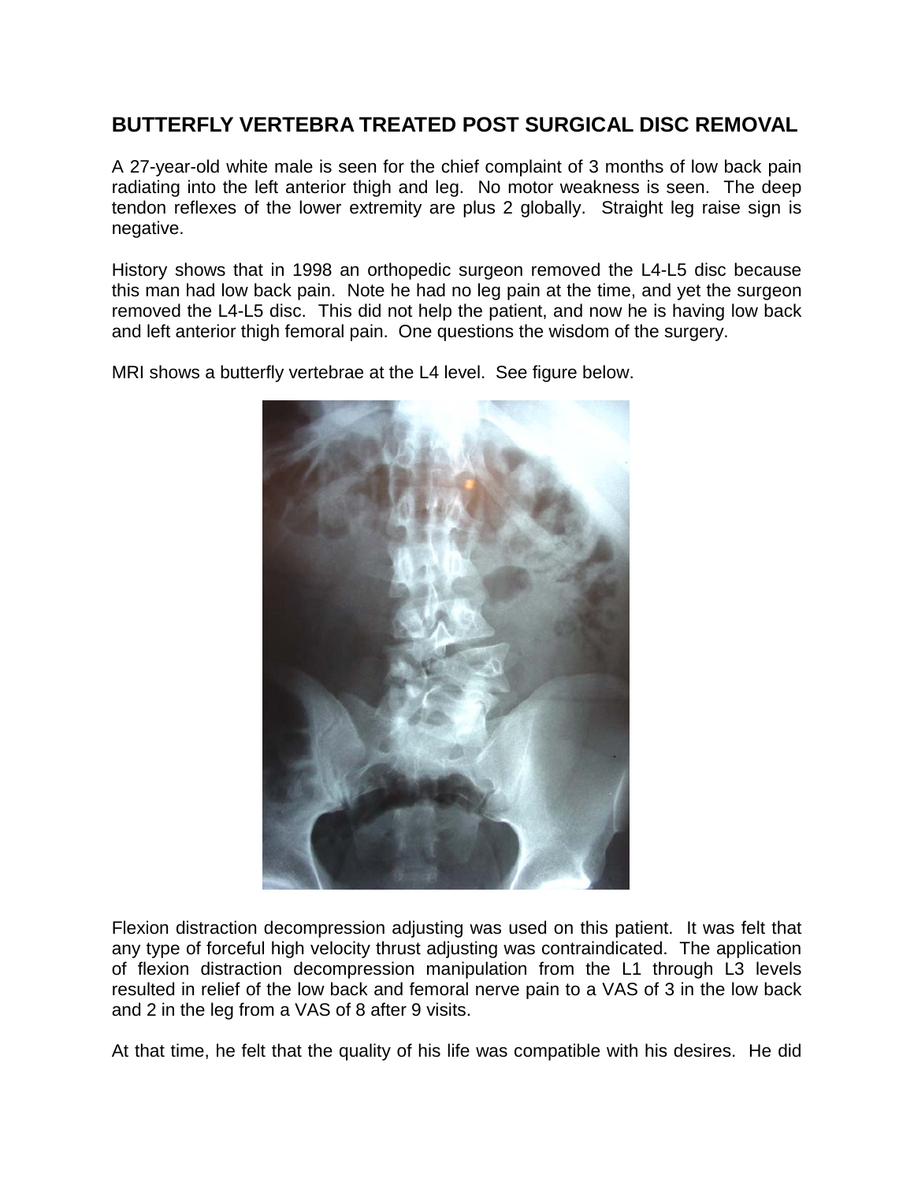## BUTTERFLY VERTEBRA TREATED POST SURGICAL DISC REMOVAL

A 27-year-old white male is seen for the chief complaint of 3 months of low back pain radiating into the left anterior thigh and leg. No motor weakness is seen. The deep tendon reflexes of the lower extremity are plus 2 globally. Straight leg raise sign is negative.

History shows that in 1998 an orthopedic surgeon removed the L4-L5 disc because this man had low back pain. Note he had no leg pain at the time, and yet the surgeon removed the L4-L5 disc. This did not help the patient, and now he is having low back and left anterior thigh femoral pain. One questions the wisdom of the surgery.

MRI shows a butterfly vertebrae at the L4 level. See figure below.

Flexion distraction decompression adjusting was used on this patient. It was felt that any type of forceful high velocity thrust adjusting was contraindicated. The application of flexion distraction decompression manipulation from the L1 through L3 levels resulted in relief of the low back and femoral nerve pain to a VAS of 3 in the low back and 2 in the leg from a VAS of 8 after 9 visits.

At that time, he felt that the quality of his life was compatible with his desires. He did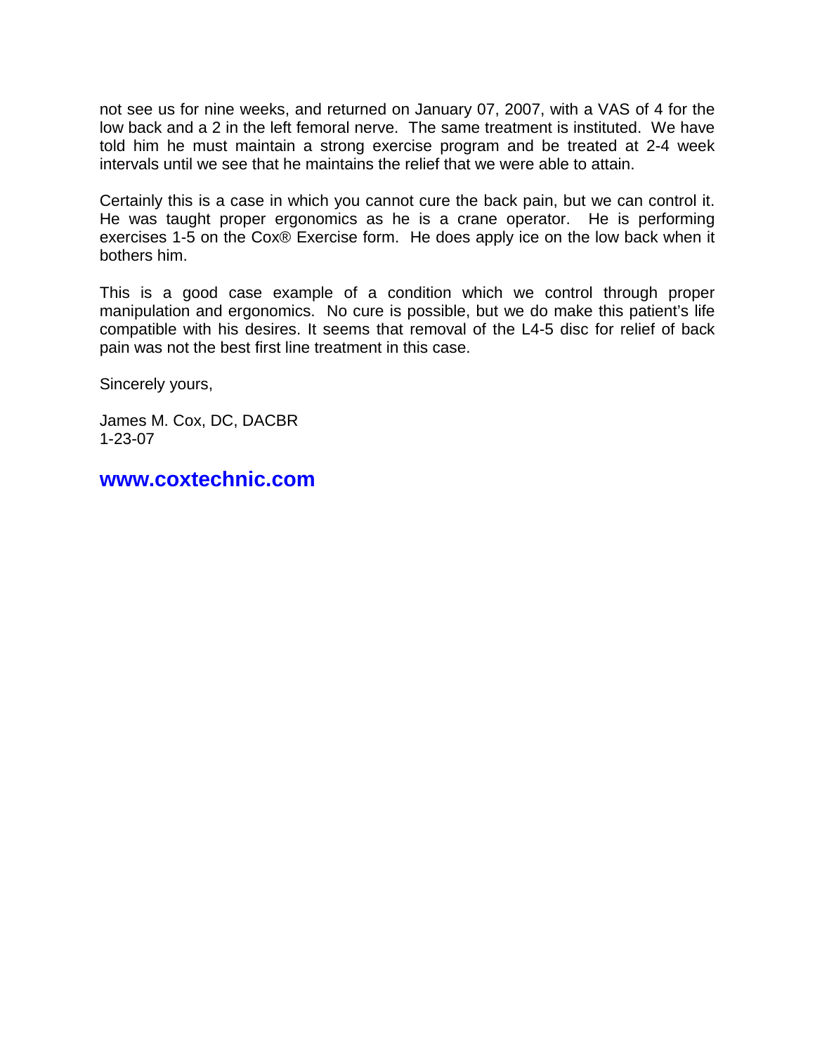not see us for nine weeks, and returned on January 07, 2007, with a VAS of 4 for the low back and a 2 in the left femoral nerve. The same treatment is instituted. We have told him he must maintain a strong exercise program and be treated at 2-4 week intervals until we see that he maintains the relief that we were able to attain.

Certainly this is a case in which you cannot cure the back pain, but we can control it. He was taught proper ergonomics as he is a crane operator. He is performing exercises 1-5 on the Cox® Exercise form. He does apply ice on the low back when it bothers him.

This is a good case example of a condition which we control through proper manipulation and ergonomics. No cure is possible, but we do make this patient's life compatible with his desires. It seems that removal of the L4-5 disc for relief of back pain was not the best first line treatment in this case.

Sincerely yours,

James M. Cox, DC, DACBR
1-23-07

**www.coxtechnic.com**